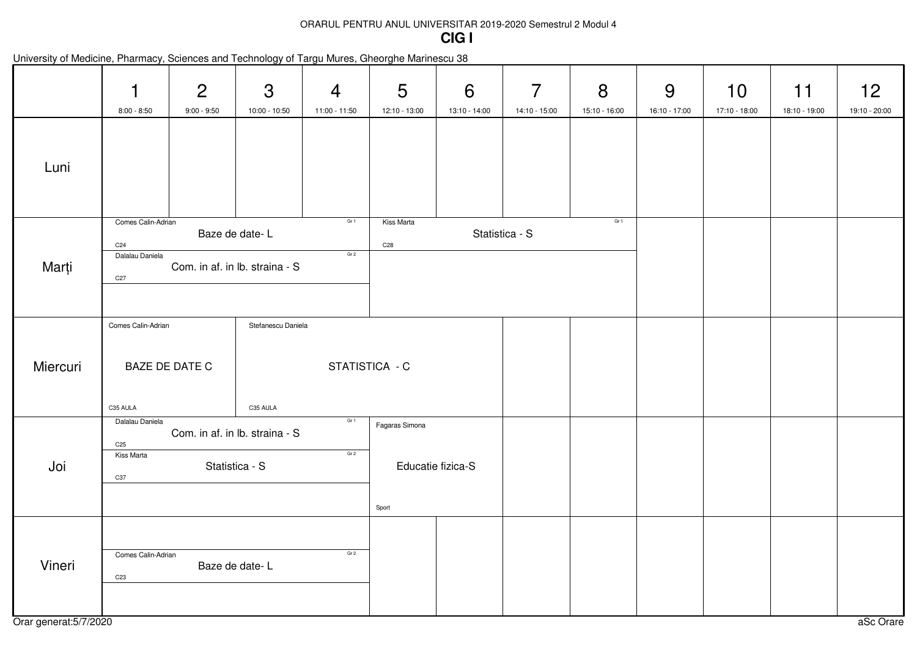ORARUL PENTRU ANUL UNIVERSITAR 2019-2020 Semestrul 2 Modul 4

**CIG I**

University of Medicine, Pharmacy, Sciences and Technology of Targu Mures, Gheorghe Marinescu 38

| | 1<br>8:00 - 8:50 | 2<br>9:00 - 9:50 | 3<br>10:00 - 10:50 | 4<br>11:00 - 11:50 | 5<br>12:10 - 13:00 | 6<br>13:10 - 14:00 | 7<br>14:10 - 15:00 | 8<br>15:10 - 16:00 | 9<br>16:10 - 17:00 | 10<br>17:10 - 18:00 | 11<br>18:10 - 19:00 | 12<br>19:10 - 20:00 |
|---|---|---|---|---|---|---|---|---|---|---|---|---|
| Luni | | | | | | | | | | | | |
| Marți | Comes Calin-Adrian, Baze de date- L, C24, Gr 1<br>Dalalau Daniela, Com. in af. in lb. straina - S, C27, Gr 2 | | | | Kiss Marta, Statistica - S, C28, Gr 1 | | | | | | | |
| Miercuri | Comes Calin-Adrian, BAZE DE DATE C, C35 AULA | | Stefanescu Daniela, STATISTICA - C, C35 AULA | | | | | | | | | |
| Joi | Dalalau Daniela, Com. in af. in lb. straina - S, C25, Gr 1<br>Kiss Marta, Statistica - S, C37, Gr 2 | | | | Fagaras Simona, Educatie fizica-S, Sport | | | | | | | |
| Vineri | Comes Calin-Adrian, Baze de date- L, C23, Gr 2 | | | | | | | | | | | |

Orar generat:5/7/2020

aSc Orare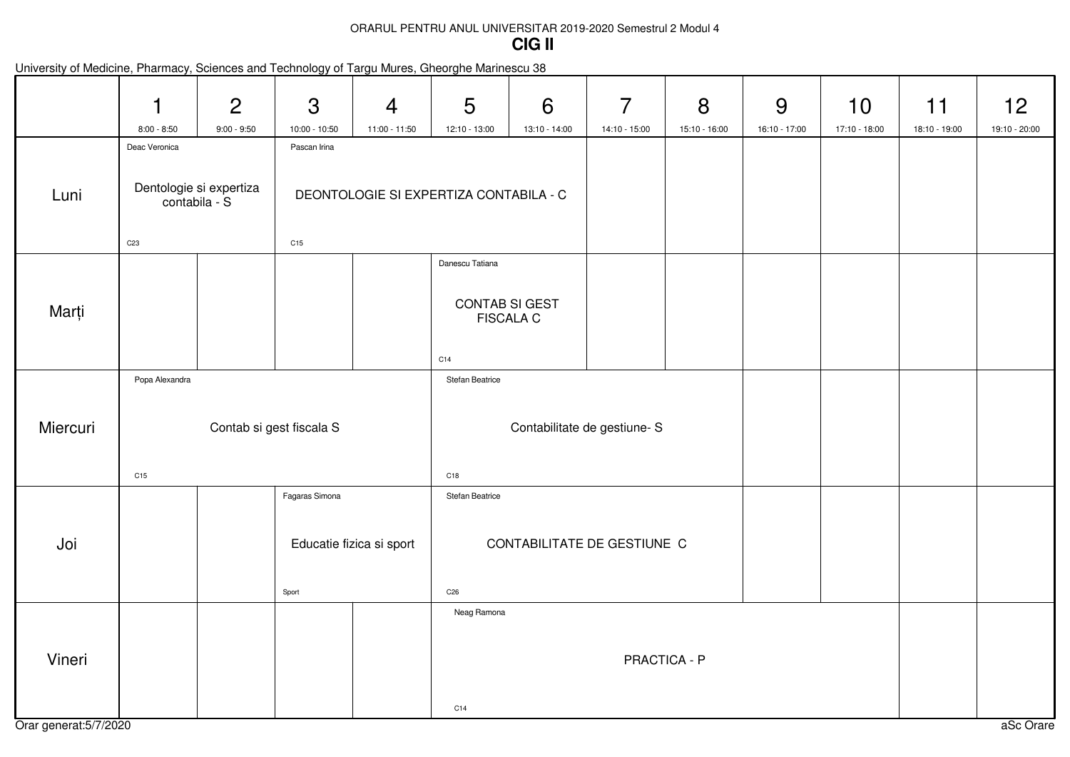ORARUL PENTRU ANUL UNIVERSITAR 2019-2020 Semestrul 2 Modul 4

**CIG II**

University of Medicine, Pharmacy, Sciences and Technology of Targu Mures, Gheorghe Marinescu 38

| | 1<br>8:00 - 8:50 | 2<br>9:00 - 9:50 | 3<br>10:00 - 10:50 | 4<br>11:00 - 11:50 | 5<br>12:10 - 13:00 | 6<br>13:10 - 14:00 | 7<br>14:10 - 15:00 | 8<br>15:10 - 16:00 | 9<br>16:10 - 17:00 | 10<br>17:10 - 18:00 | 11<br>18:10 - 19:00 | 12<br>19:10 - 20:00 |
|---|---|---|---|---|---|---|---|---|---|---|---|---|
| Luni | Deac Veronica<br>Dentologie si expertiza contabila - S<br>C23 | | Pascan Irina<br>DEONTOLOGIE SI EXPERTIZA CONTABILA - C<br>C15 | | | | | | | | | |
| Marți | | | | | Danescu Tatiana<br>CONTAB SI GEST FISCALA C<br>C14 | | | | | | | |
| Miercuri | Popa Alexandra<br>Contab si gest fiscala S<br>C15 | | | | Stefan Beatrice<br>Contabilitate de gestiune- S<br>C18 | | | | | | | |
| Joi | | | Fagaras Simona<br>Educatie fizica si sport<br>Sport | | Stefan Beatrice<br>CONTABILITATE DE GESTIUNE C<br>C26 | | | | | | | |
| Vineri | | | | | Neag Ramona<br>PRACTICA - P<br>C14 | | | | | | | |

Orar generat:5/7/2020

aSc Orare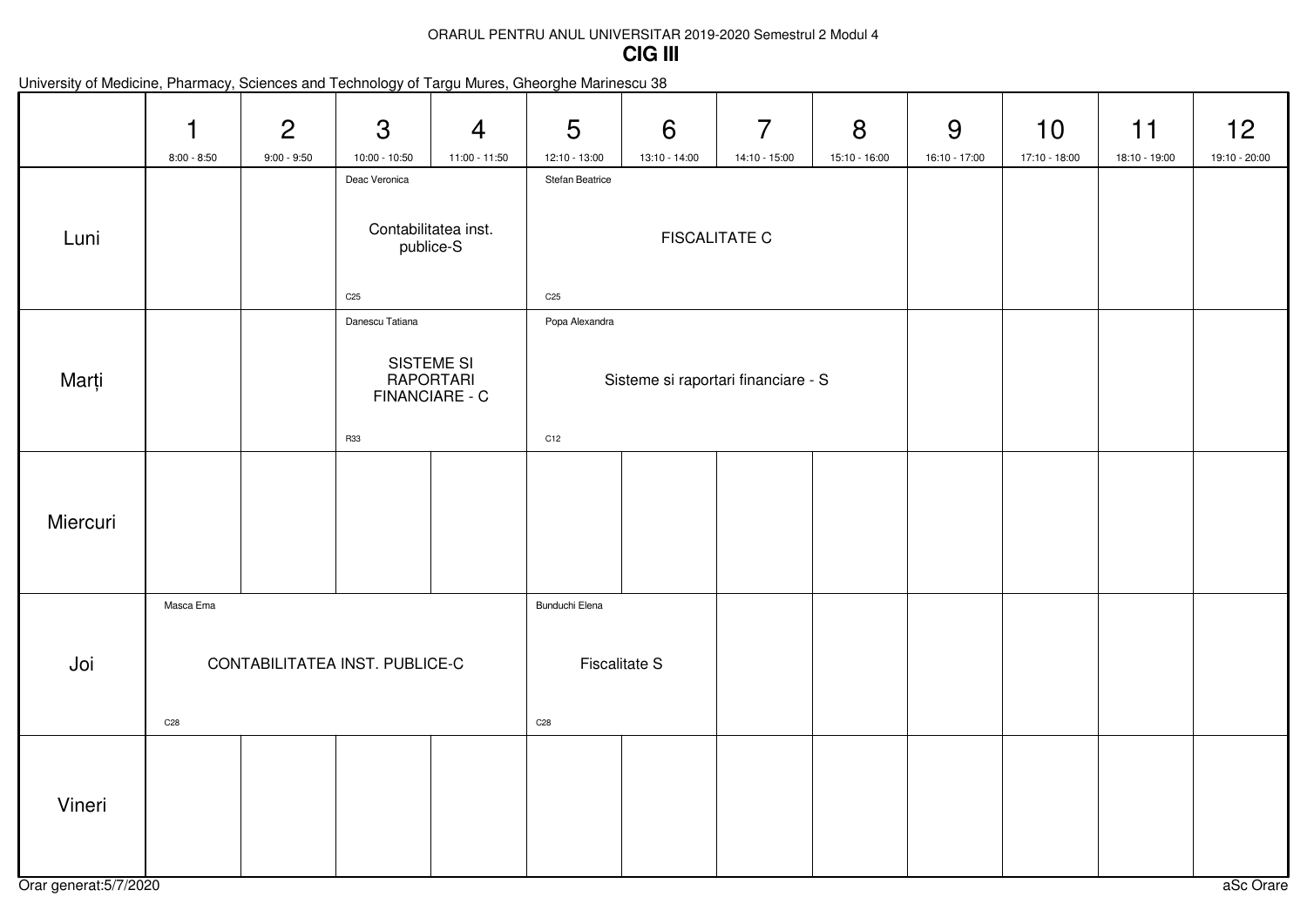ORARUL PENTRU ANUL UNIVERSITAR 2019-2020 Semestrul 2 Modul 4

# CIG III

University of Medicine, Pharmacy, Sciences and Technology of Targu Mures, Gheorghe Marinescu 38

| | 1<br>8:00 - 8:50 | 2<br>9:00 - 9:50 | 3<br>10:00 - 10:50 | 4<br>11:00 - 11:50 | 5<br>12:10 - 13:00 | 6<br>13:10 - 14:00 | 7<br>14:10 - 15:00 | 8<br>15:10 - 16:00 | 9<br>16:10 - 17:00 | 10<br>17:10 - 18:00 | 11<br>18:10 - 19:00 | 12<br>19:10 - 20:00 |
|---|---|---|---|---|---|---|---|---|---|---|---|---|
| Luni | | | Deac Veronica<br>Contabilitatea inst. publice-S<br>C25 | | Stefan Beatrice<br>FISCALITATE C<br>C25 | | | | | | | |
| Marți | | | Danescu Tatiana<br>SISTEME SI RAPORTARI FINANCIARE - C<br>R33 | | Popa Alexandra<br>Sisteme si raportari financiare - S<br>C12 | | | | | | | |
| Miercuri | | | | | | | | | | | | |
| Joi | Masca Ema<br>CONTABILITATEA INST. PUBLICE-C<br>C28 | | | | Bunduchi Elena<br>Fiscalitate S<br>C28 | | | | | | | |
| Vineri | | | | | | | | | | | | |

Orar generat:5/7/2020

aSc Orare